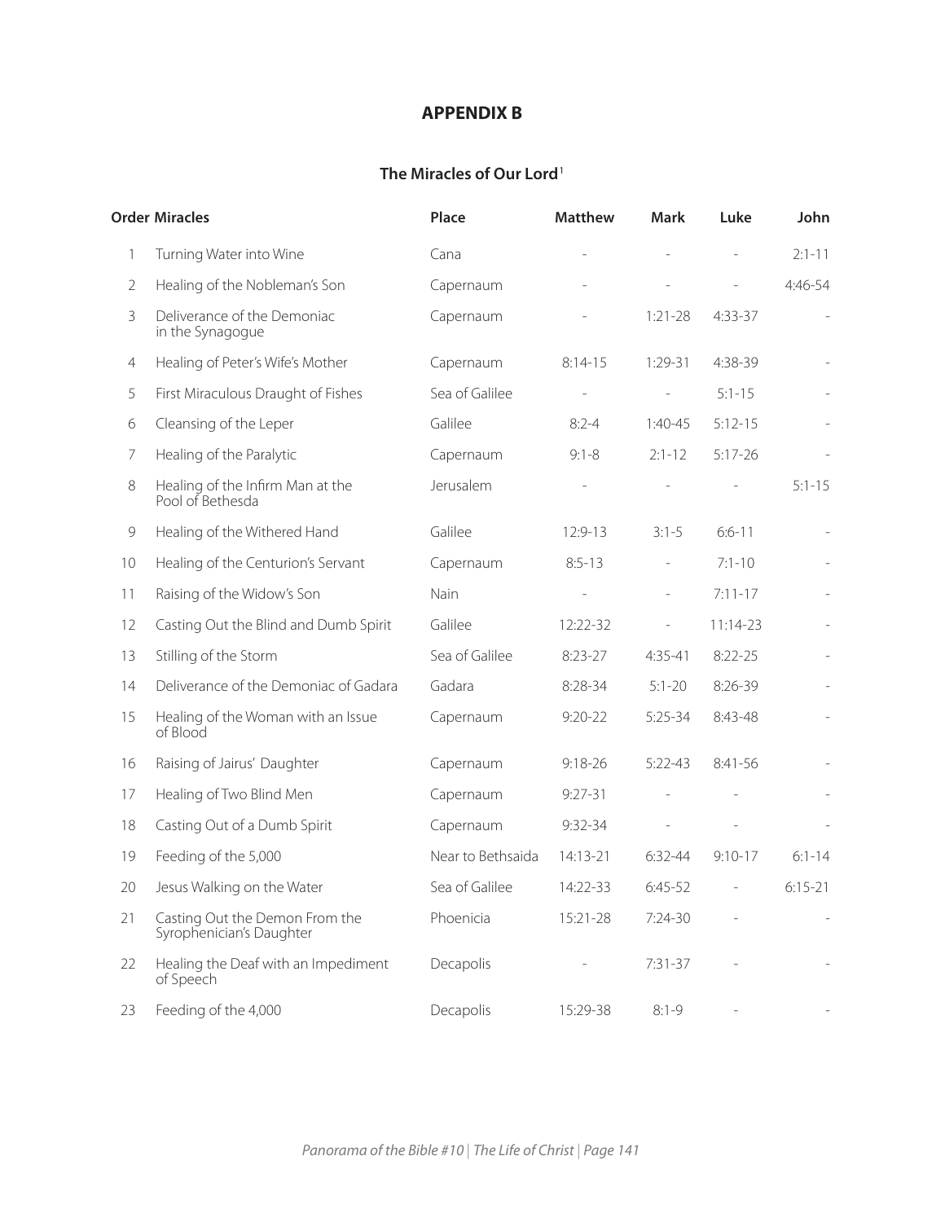# APPENDIX B

## The Miracles of Our Lord[1]

| Order | Miracles | Place | Matthew | Mark | Luke | John |
|---|---|---|---|---|---|---|
| 1 | Turning Water into Wine | Cana | - | - | - | 2:1-11 |
| 2 | Healing of the Nobleman's Son | Capernaum | - | - | - | 4:46-54 |
| 3 | Deliverance of the Demoniac in the Synagogue | Capernaum | - | 1:21-28 | 4:33-37 | - |
| 4 | Healing of Peter's Wife's Mother | Capernaum | 8:14-15 | 1:29-31 | 4:38-39 | - |
| 5 | First Miraculous Draught of Fishes | Sea of Galilee | - | - | 5:1-15 | - |
| 6 | Cleansing of the Leper | Galilee | 8:2-4 | 1:40-45 | 5:12-15 | - |
| 7 | Healing of the Paralytic | Capernaum | 9:1-8 | 2:1-12 | 5:17-26 | - |
| 8 | Healing of the Infirm Man at the Pool of Bethesda | Jerusalem | - | - | - | 5:1-15 |
| 9 | Healing of the Withered Hand | Galilee | 12:9-13 | 3:1-5 | 6:6-11 | - |
| 10 | Healing of the Centurion's Servant | Capernaum | 8:5-13 | - | 7:1-10 | - |
| 11 | Raising of the Widow's Son | Nain | - | - | 7:11-17 | - |
| 12 | Casting Out the Blind and Dumb Spirit | Galilee | 12:22-32 | - | 11:14-23 | - |
| 13 | Stilling of the Storm | Sea of Galilee | 8:23-27 | 4:35-41 | 8:22-25 | - |
| 14 | Deliverance of the Demoniac of Gadara | Gadara | 8:28-34 | 5:1-20 | 8:26-39 | - |
| 15 | Healing of the Woman with an Issue of Blood | Capernaum | 9:20-22 | 5:25-34 | 8:43-48 | - |
| 16 | Raising of Jairus' Daughter | Capernaum | 9:18-26 | 5:22-43 | 8:41-56 | - |
| 17 | Healing of Two Blind Men | Capernaum | 9:27-31 | - | - | - |
| 18 | Casting Out of a Dumb Spirit | Capernaum | 9:32-34 | - | - | - |
| 19 | Feeding of the 5,000 | Near to Bethsaida | 14:13-21 | 6:32-44 | 9:10-17 | 6:1-14 |
| 20 | Jesus Walking on the Water | Sea of Galilee | 14:22-33 | 6:45-52 | - | 6:15-21 |
| 21 | Casting Out the Demon From the Syrophenician's Daughter | Phoenicia | 15:21-28 | 7:24-30 | - | - |
| 22 | Healing the Deaf with an Impediment of Speech | Decapolis | - | 7:31-37 | - | - |
| 23 | Feeding of the 4,000 | Decapolis | 15:29-38 | 8:1-9 | - | - |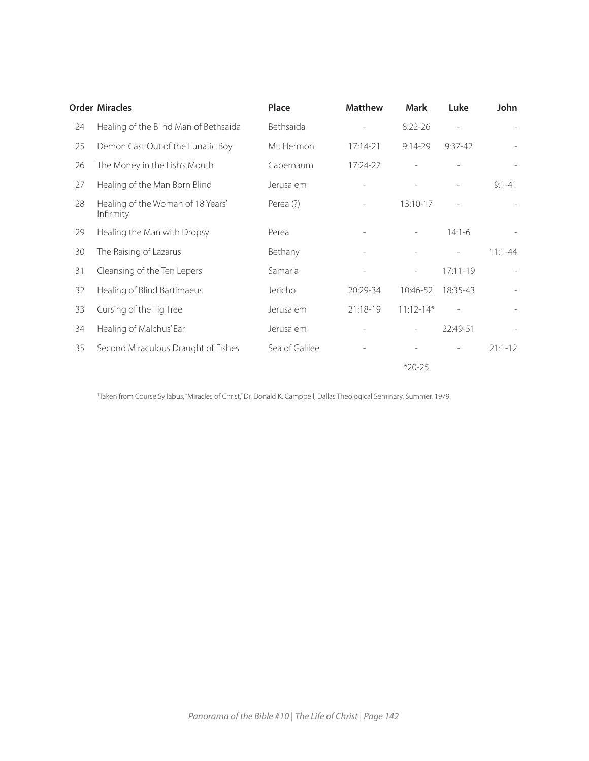| Order | Miracles | Place | Matthew | Mark | Luke | John |
|---|---|---|---|---|---|---|
| 24 | Healing of the Blind Man of Bethsaida | Bethsaida | - | 8:22-26 | - | - |
| 25 | Demon Cast Out of the Lunatic Boy | Mt. Hermon | 17:14-21 | 9:14-29 | 9:37-42 | - |
| 26 | The Money in the Fish's Mouth | Capernaum | 17:24-27 | - | - | - |
| 27 | Healing of the Man Born Blind | Jerusalem | - | - | - | 9:1-41 |
| 28 | Healing of the Woman of 18 Years' Infirmity | Perea (?) | - | 13:10-17 | - | - |
| 29 | Healing the Man with Dropsy | Perea | - | - | 14:1-6 | - |
| 30 | The Raising of Lazarus | Bethany | - | - | - | 11:1-44 |
| 31 | Cleansing of the Ten Lepers | Samaria | - | - | 17:11-19 | - |
| 32 | Healing of Blind Bartimaeus | Jericho | 20:29-34 | 10:46-52 | 18:35-43 | - |
| 33 | Cursing of the Fig Tree | Jerusalem | 21:18-19 | 11:12-14* | - | - |
| 34 | Healing of Malchus' Ear | Jerusalem | - | - | 22:49-51 | - |
| 35 | Second Miraculous Draught of Fishes | Sea of Galilee | - | - | - | 21:1-12 |
| | | | | *20-25 | | |

[1]Taken from Course Syllabus, "Miracles of Christ," Dr. Donald K. Campbell, Dallas Theological Seminary, Summer, 1979.